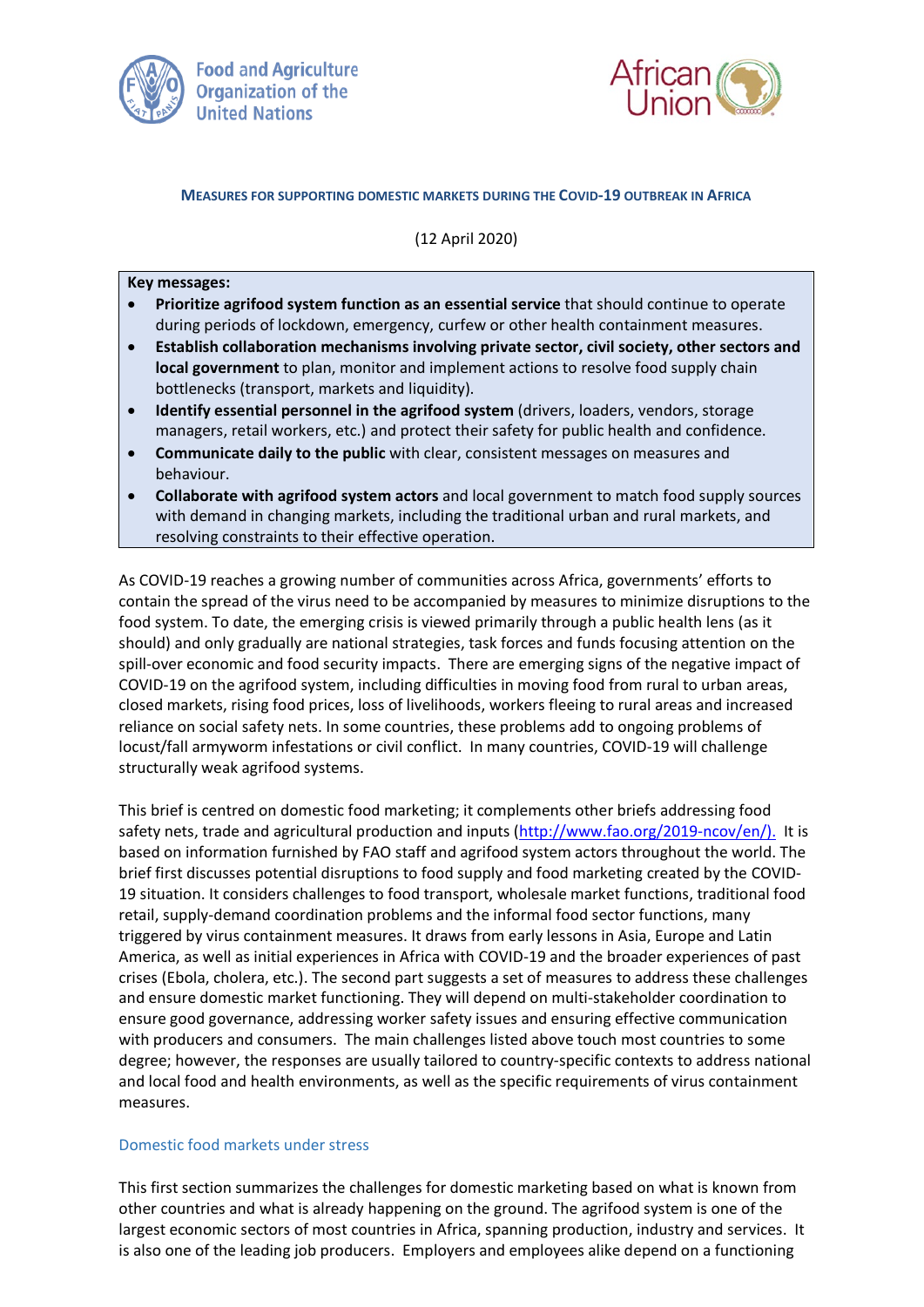**MEASURES FOR SUPPORTING DOMESTIC MARKETS DURING THE COVID-19 OUTBREAK IN AFRICA**

(12 April 2020)

**Key messages:**

- **Prioritize agrifood system function as an essential service** that should continue to operate during periods of lockdown, emergency, curfew or other health containment measures.
- **Establish collaboration mechanisms involving private sector, civil society, other sectors and local government** to plan, monitor and implement actions to resolve food supply chain bottlenecks (transport, markets and liquidity).
- **Identify essential personnel in the agrifood system** (drivers, loaders, vendors, storage managers, retail workers, etc.) and protect their safety for public health and confidence.
- **Communicate daily to the public** with clear, consistent messages on measures and behaviour.
- **Collaborate with agrifood system actors** and local government to match food supply sources with demand in changing markets, including the traditional urban and rural markets, and resolving constraints to their effective operation.

As COVID-19 reaches a growing number of communities across Africa, governments' efforts to contain the spread of the virus need to be accompanied by measures to minimize disruptions to the food system. To date, the emerging crisis is viewed primarily through a public health lens (as it should) and only gradually are national strategies, task forces and funds focusing attention on the spill-over economic and food security impacts. There are emerging signs of the negative impact of COVID-19 on the agrifood system, including difficulties in moving food from rural to urban areas, closed markets, rising food prices, loss of livelihoods, workers fleeing to rural areas and increased reliance on social safety nets. In some countries, these problems add to ongoing problems of locust/fall armyworm infestations or civil conflict. In many countries, COVID-19 will challenge structurally weak agrifood systems.

This brief is centred on domestic food marketing; it complements other briefs addressing food safety nets, trade and agricultural production and inputs (http://www.fao.org/2019-ncov/en/). It is based on information furnished by FAO staff and agrifood system actors throughout the world. The brief first discusses potential disruptions to food supply and food marketing created by the COVID-19 situation. It considers challenges to food transport, wholesale market functions, traditional food retail, supply-demand coordination problems and the informal food sector functions, many triggered by virus containment measures. It draws from early lessons in Asia, Europe and Latin America, as well as initial experiences in Africa with COVID-19 and the broader experiences of past crises (Ebola, cholera, etc.). The second part suggests a set of measures to address these challenges and ensure domestic market functioning. They will depend on multi-stakeholder coordination to ensure good governance, addressing worker safety issues and ensuring effective communication with producers and consumers. The main challenges listed above touch most countries to some degree; however, the responses are usually tailored to country-specific contexts to address national and local food and health environments, as well as the specific requirements of virus containment measures.

## Domestic food markets under stress

This first section summarizes the challenges for domestic marketing based on what is known from other countries and what is already happening on the ground. The agrifood system is one of the largest economic sectors of most countries in Africa, spanning production, industry and services. It is also one of the leading job producers. Employers and employees alike depend on a functioning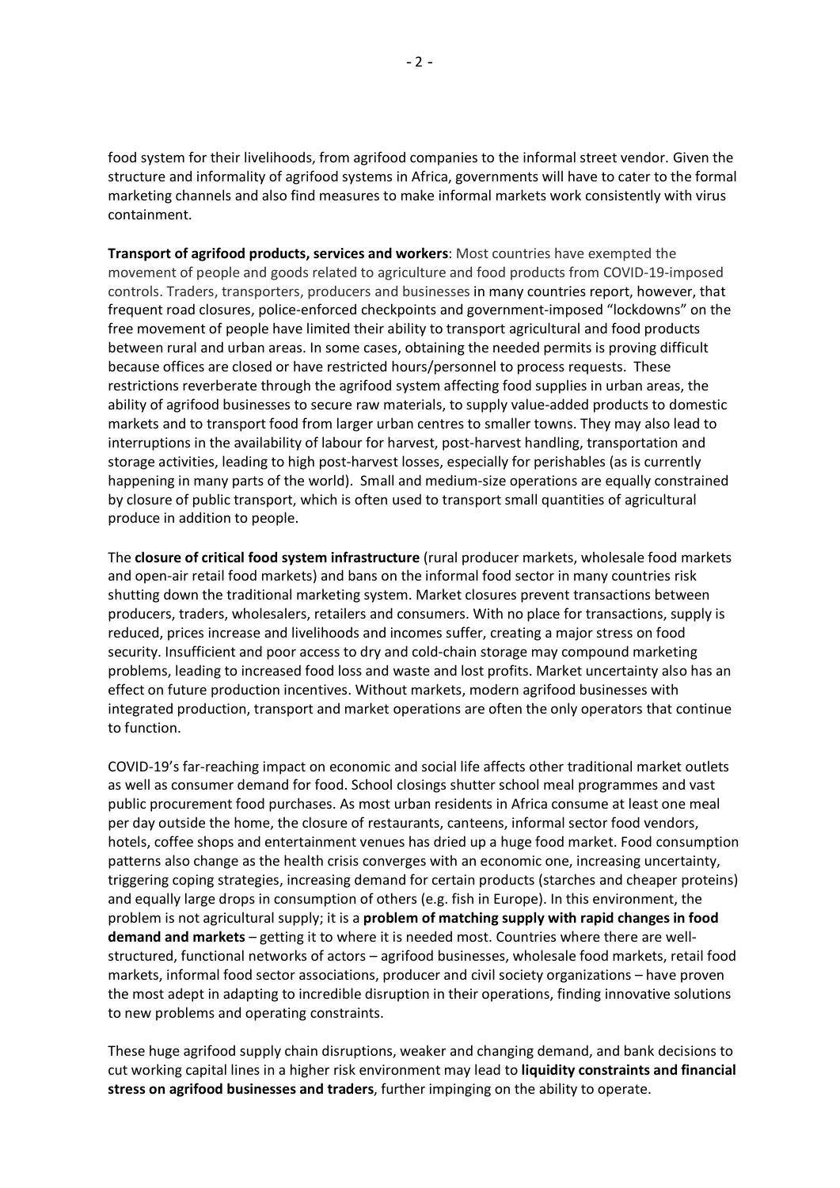food system for their livelihoods, from agrifood companies to the informal street vendor. Given the structure and informality of agrifood systems in Africa, governments will have to cater to the formal marketing channels and also find measures to make informal markets work consistently with virus containment.

**Transport of agrifood products, services and workers**: Most countries have exempted the movement of people and goods related to agriculture and food products from COVID-19-imposed controls. Traders, transporters, producers and businesses in many countries report, however, that frequent road closures, police-enforced checkpoints and government-imposed "lockdowns" on the free movement of people have limited their ability to transport agricultural and food products between rural and urban areas. In some cases, obtaining the needed permits is proving difficult because offices are closed or have restricted hours/personnel to process requests. These restrictions reverberate through the agrifood system affecting food supplies in urban areas, the ability of agrifood businesses to secure raw materials, to supply value-added products to domestic markets and to transport food from larger urban centres to smaller towns. They may also lead to interruptions in the availability of labour for harvest, post-harvest handling, transportation and storage activities, leading to high post-harvest losses, especially for perishables (as is currently happening in many parts of the world). Small and medium-size operations are equally constrained by closure of public transport, which is often used to transport small quantities of agricultural produce in addition to people.

The **closure of critical food system infrastructure** (rural producer markets, wholesale food markets and open-air retail food markets) and bans on the informal food sector in many countries risk shutting down the traditional marketing system. Market closures prevent transactions between producers, traders, wholesalers, retailers and consumers. With no place for transactions, supply is reduced, prices increase and livelihoods and incomes suffer, creating a major stress on food security. Insufficient and poor access to dry and cold-chain storage may compound marketing problems, leading to increased food loss and waste and lost profits. Market uncertainty also has an effect on future production incentives. Without markets, modern agrifood businesses with integrated production, transport and market operations are often the only operators that continue to function.

COVID-19's far-reaching impact on economic and social life affects other traditional market outlets as well as consumer demand for food. School closings shutter school meal programmes and vast public procurement food purchases. As most urban residents in Africa consume at least one meal per day outside the home, the closure of restaurants, canteens, informal sector food vendors, hotels, coffee shops and entertainment venues has dried up a huge food market. Food consumption patterns also change as the health crisis converges with an economic one, increasing uncertainty, triggering coping strategies, increasing demand for certain products (starches and cheaper proteins) and equally large drops in consumption of others (e.g. fish in Europe). In this environment, the problem is not agricultural supply; it is a **problem of matching supply with rapid changes in food demand and markets** – getting it to where it is needed most. Countries where there are well-structured, functional networks of actors – agrifood businesses, wholesale food markets, retail food markets, informal food sector associations, producer and civil society organizations – have proven the most adept in adapting to incredible disruption in their operations, finding innovative solutions to new problems and operating constraints.

These huge agrifood supply chain disruptions, weaker and changing demand, and bank decisions to cut working capital lines in a higher risk environment may lead to **liquidity constraints and financial stress on agrifood businesses and traders**, further impinging on the ability to operate.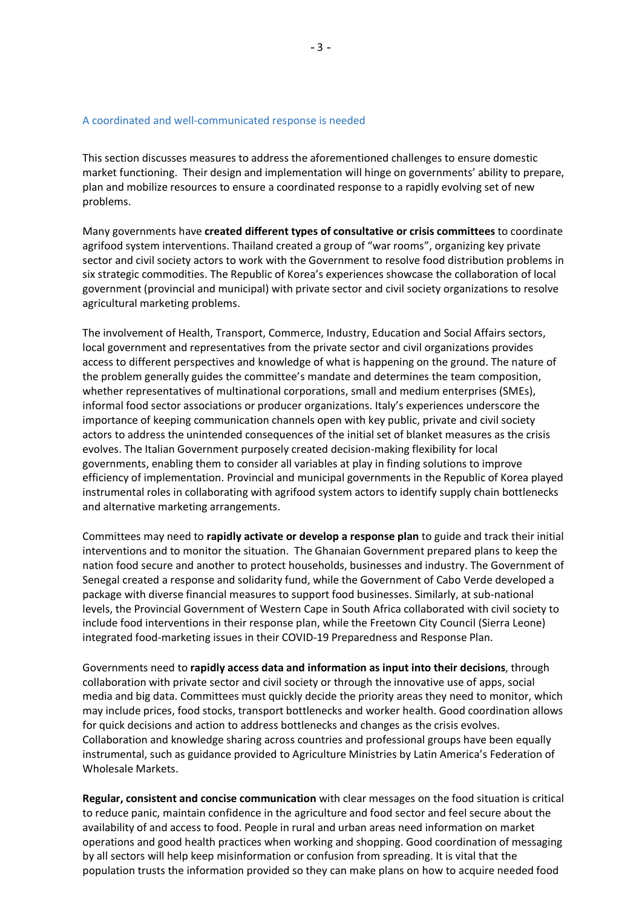## A coordinated and well-communicated response is needed

This section discusses measures to address the aforementioned challenges to ensure domestic market functioning. Their design and implementation will hinge on governments' ability to prepare, plan and mobilize resources to ensure a coordinated response to a rapidly evolving set of new problems.

Many governments have **created different types of consultative or crisis committees** to coordinate agrifood system interventions. Thailand created a group of "war rooms", organizing key private sector and civil society actors to work with the Government to resolve food distribution problems in six strategic commodities. The Republic of Korea's experiences showcase the collaboration of local government (provincial and municipal) with private sector and civil society organizations to resolve agricultural marketing problems.

The involvement of Health, Transport, Commerce, Industry, Education and Social Affairs sectors, local government and representatives from the private sector and civil organizations provides access to different perspectives and knowledge of what is happening on the ground. The nature of the problem generally guides the committee's mandate and determines the team composition, whether representatives of multinational corporations, small and medium enterprises (SMEs), informal food sector associations or producer organizations. Italy's experiences underscore the importance of keeping communication channels open with key public, private and civil society actors to address the unintended consequences of the initial set of blanket measures as the crisis evolves. The Italian Government purposely created decision-making flexibility for local governments, enabling them to consider all variables at play in finding solutions to improve efficiency of implementation. Provincial and municipal governments in the Republic of Korea played instrumental roles in collaborating with agrifood system actors to identify supply chain bottlenecks and alternative marketing arrangements.

Committees may need to **rapidly activate or develop a response plan** to guide and track their initial interventions and to monitor the situation. The Ghanaian Government prepared plans to keep the nation food secure and another to protect households, businesses and industry. The Government of Senegal created a response and solidarity fund, while the Government of Cabo Verde developed a package with diverse financial measures to support food businesses. Similarly, at sub-national levels, the Provincial Government of Western Cape in South Africa collaborated with civil society to include food interventions in their response plan, while the Freetown City Council (Sierra Leone) integrated food-marketing issues in their COVID-19 Preparedness and Response Plan.

Governments need to **rapidly access data and information as input into their decisions**, through collaboration with private sector and civil society or through the innovative use of apps, social media and big data. Committees must quickly decide the priority areas they need to monitor, which may include prices, food stocks, transport bottlenecks and worker health. Good coordination allows for quick decisions and action to address bottlenecks and changes as the crisis evolves. Collaboration and knowledge sharing across countries and professional groups have been equally instrumental, such as guidance provided to Agriculture Ministries by Latin America's Federation of Wholesale Markets.

**Regular, consistent and concise communication** with clear messages on the food situation is critical to reduce panic, maintain confidence in the agriculture and food sector and feel secure about the availability of and access to food. People in rural and urban areas need information on market operations and good health practices when working and shopping. Good coordination of messaging by all sectors will help keep misinformation or confusion from spreading. It is vital that the population trusts the information provided so they can make plans on how to acquire needed food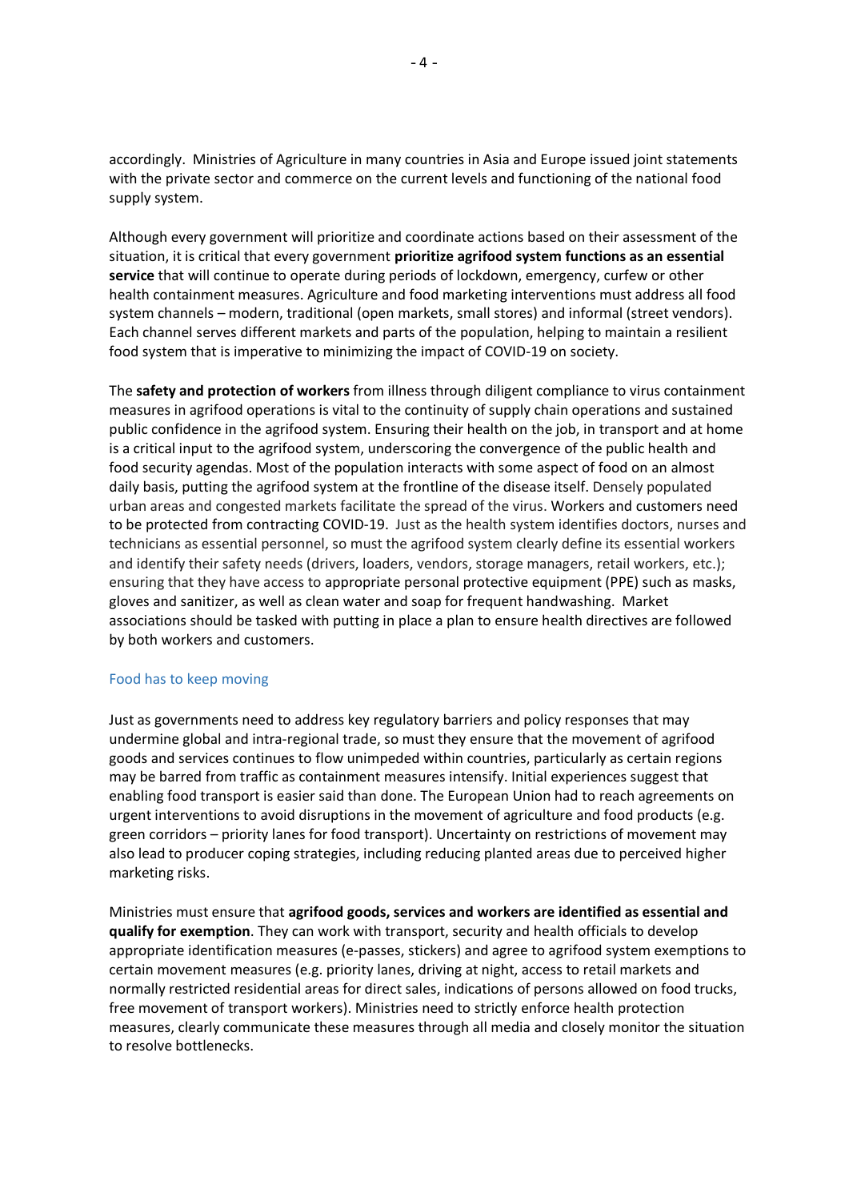accordingly. Ministries of Agriculture in many countries in Asia and Europe issued joint statements with the private sector and commerce on the current levels and functioning of the national food supply system.

Although every government will prioritize and coordinate actions based on their assessment of the situation, it is critical that every government **prioritize agrifood system functions as an essential service** that will continue to operate during periods of lockdown, emergency, curfew or other health containment measures. Agriculture and food marketing interventions must address all food system channels – modern, traditional (open markets, small stores) and informal (street vendors). Each channel serves different markets and parts of the population, helping to maintain a resilient food system that is imperative to minimizing the impact of COVID-19 on society.

The **safety and protection of workers** from illness through diligent compliance to virus containment measures in agrifood operations is vital to the continuity of supply chain operations and sustained public confidence in the agrifood system. Ensuring their health on the job, in transport and at home is a critical input to the agrifood system, underscoring the convergence of the public health and food security agendas. Most of the population interacts with some aspect of food on an almost daily basis, putting the agrifood system at the frontline of the disease itself. Densely populated urban areas and congested markets facilitate the spread of the virus. Workers and customers need to be protected from contracting COVID-19. Just as the health system identifies doctors, nurses and technicians as essential personnel, so must the agrifood system clearly define its essential workers and identify their safety needs (drivers, loaders, vendors, storage managers, retail workers, etc.); ensuring that they have access to appropriate personal protective equipment (PPE) such as masks, gloves and sanitizer, as well as clean water and soap for frequent handwashing. Market associations should be tasked with putting in place a plan to ensure health directives are followed by both workers and customers.

## Food has to keep moving

Just as governments need to address key regulatory barriers and policy responses that may undermine global and intra-regional trade, so must they ensure that the movement of agrifood goods and services continues to flow unimpeded within countries, particularly as certain regions may be barred from traffic as containment measures intensify. Initial experiences suggest that enabling food transport is easier said than done. The European Union had to reach agreements on urgent interventions to avoid disruptions in the movement of agriculture and food products (e.g. green corridors – priority lanes for food transport). Uncertainty on restrictions of movement may also lead to producer coping strategies, including reducing planted areas due to perceived higher marketing risks.

Ministries must ensure that **agrifood goods, services and workers are identified as essential and qualify for exemption**. They can work with transport, security and health officials to develop appropriate identification measures (e-passes, stickers) and agree to agrifood system exemptions to certain movement measures (e.g. priority lanes, driving at night, access to retail markets and normally restricted residential areas for direct sales, indications of persons allowed on food trucks, free movement of transport workers). Ministries need to strictly enforce health protection measures, clearly communicate these measures through all media and closely monitor the situation to resolve bottlenecks.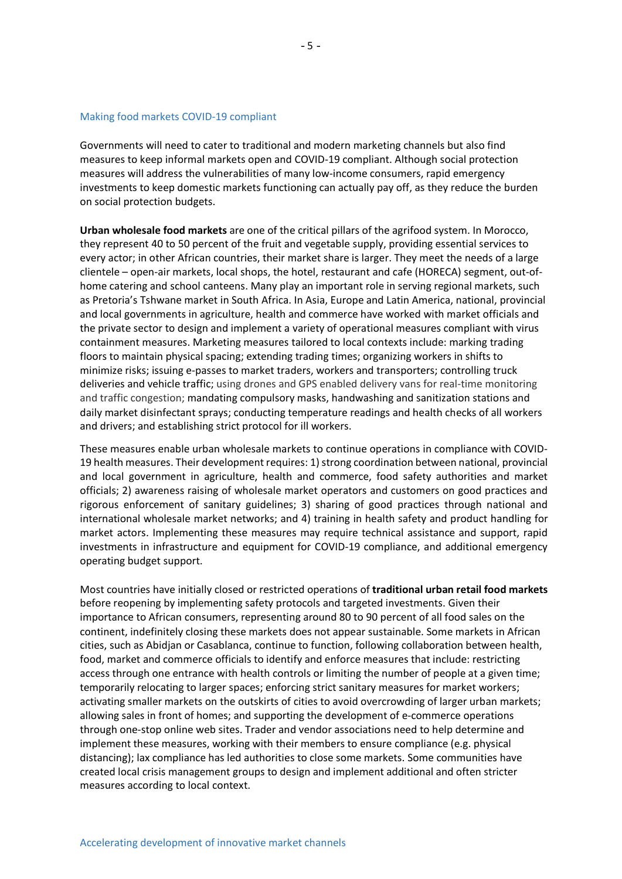## Making food markets COVID-19 compliant

Governments will need to cater to traditional and modern marketing channels but also find measures to keep informal markets open and COVID-19 compliant. Although social protection measures will address the vulnerabilities of many low-income consumers, rapid emergency investments to keep domestic markets functioning can actually pay off, as they reduce the burden on social protection budgets.

**Urban wholesale food markets** are one of the critical pillars of the agrifood system. In Morocco, they represent 40 to 50 percent of the fruit and vegetable supply, providing essential services to every actor; in other African countries, their market share is larger. They meet the needs of a large clientele – open-air markets, local shops, the hotel, restaurant and cafe (HORECA) segment, out-of-home catering and school canteens. Many play an important role in serving regional markets, such as Pretoria's Tshwane market in South Africa. In Asia, Europe and Latin America, national, provincial and local governments in agriculture, health and commerce have worked with market officials and the private sector to design and implement a variety of operational measures compliant with virus containment measures. Marketing measures tailored to local contexts include: marking trading floors to maintain physical spacing; extending trading times; organizing workers in shifts to minimize risks; issuing e-passes to market traders, workers and transporters; controlling truck deliveries and vehicle traffic; using drones and GPS enabled delivery vans for real-time monitoring and traffic congestion; mandating compulsory masks, handwashing and sanitization stations and daily market disinfectant sprays; conducting temperature readings and health checks of all workers and drivers; and establishing strict protocol for ill workers.

These measures enable urban wholesale markets to continue operations in compliance with COVID-19 health measures. Their development requires: 1) strong coordination between national, provincial and local government in agriculture, health and commerce, food safety authorities and market officials; 2) awareness raising of wholesale market operators and customers on good practices and rigorous enforcement of sanitary guidelines; 3) sharing of good practices through national and international wholesale market networks; and 4) training in health safety and product handling for market actors. Implementing these measures may require technical assistance and support, rapid investments in infrastructure and equipment for COVID-19 compliance, and additional emergency operating budget support.

Most countries have initially closed or restricted operations of **traditional urban retail food markets** before reopening by implementing safety protocols and targeted investments. Given their importance to African consumers, representing around 80 to 90 percent of all food sales on the continent, indefinitely closing these markets does not appear sustainable. Some markets in African cities, such as Abidjan or Casablanca, continue to function, following collaboration between health, food, market and commerce officials to identify and enforce measures that include: restricting access through one entrance with health controls or limiting the number of people at a given time; temporarily relocating to larger spaces; enforcing strict sanitary measures for market workers; activating smaller markets on the outskirts of cities to avoid overcrowding of larger urban markets; allowing sales in front of homes; and supporting the development of e-commerce operations through one-stop online web sites. Trader and vendor associations need to help determine and implement these measures, working with their members to ensure compliance (e.g. physical distancing); lax compliance has led authorities to close some markets. Some communities have created local crisis management groups to design and implement additional and often stricter measures according to local context.

## Accelerating development of innovative market channels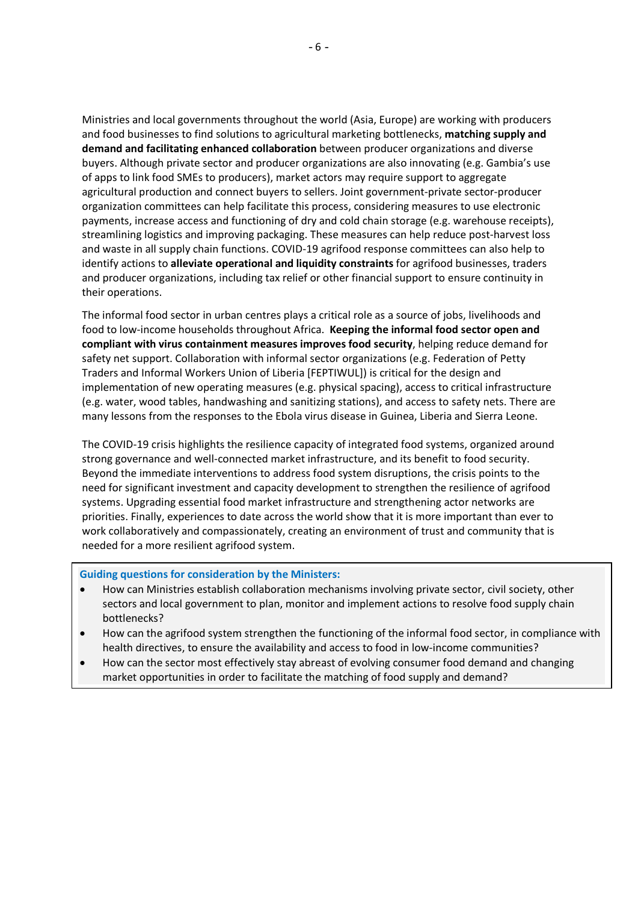Ministries and local governments throughout the world (Asia, Europe) are working with producers and food businesses to find solutions to agricultural marketing bottlenecks, **matching supply and demand and facilitating enhanced collaboration** between producer organizations and diverse buyers. Although private sector and producer organizations are also innovating (e.g. Gambia's use of apps to link food SMEs to producers), market actors may require support to aggregate agricultural production and connect buyers to sellers. Joint government-private sector-producer organization committees can help facilitate this process, considering measures to use electronic payments, increase access and functioning of dry and cold chain storage (e.g. warehouse receipts), streamlining logistics and improving packaging. These measures can help reduce post-harvest loss and waste in all supply chain functions. COVID-19 agrifood response committees can also help to identify actions to **alleviate operational and liquidity constraints** for agrifood businesses, traders and producer organizations, including tax relief or other financial support to ensure continuity in their operations.

The informal food sector in urban centres plays a critical role as a source of jobs, livelihoods and food to low-income households throughout Africa. **Keeping the informal food sector open and compliant with virus containment measures improves food security**, helping reduce demand for safety net support. Collaboration with informal sector organizations (e.g. Federation of Petty Traders and Informal Workers Union of Liberia [FEPTIWUL]) is critical for the design and implementation of new operating measures (e.g. physical spacing), access to critical infrastructure (e.g. water, wood tables, handwashing and sanitizing stations), and access to safety nets. There are many lessons from the responses to the Ebola virus disease in Guinea, Liberia and Sierra Leone.

The COVID-19 crisis highlights the resilience capacity of integrated food systems, organized around strong governance and well-connected market infrastructure, and its benefit to food security. Beyond the immediate interventions to address food system disruptions, the crisis points to the need for significant investment and capacity development to strengthen the resilience of agrifood systems. Upgrading essential food market infrastructure and strengthening actor networks are priorities. Finally, experiences to date across the world show that it is more important than ever to work collaboratively and compassionately, creating an environment of trust and community that is needed for a more resilient agrifood system.

**Guiding questions for consideration by the Ministers:**

- How can Ministries establish collaboration mechanisms involving private sector, civil society, other sectors and local government to plan, monitor and implement actions to resolve food supply chain bottlenecks?
- How can the agrifood system strengthen the functioning of the informal food sector, in compliance with health directives, to ensure the availability and access to food in low-income communities?
- How can the sector most effectively stay abreast of evolving consumer food demand and changing market opportunities in order to facilitate the matching of food supply and demand?